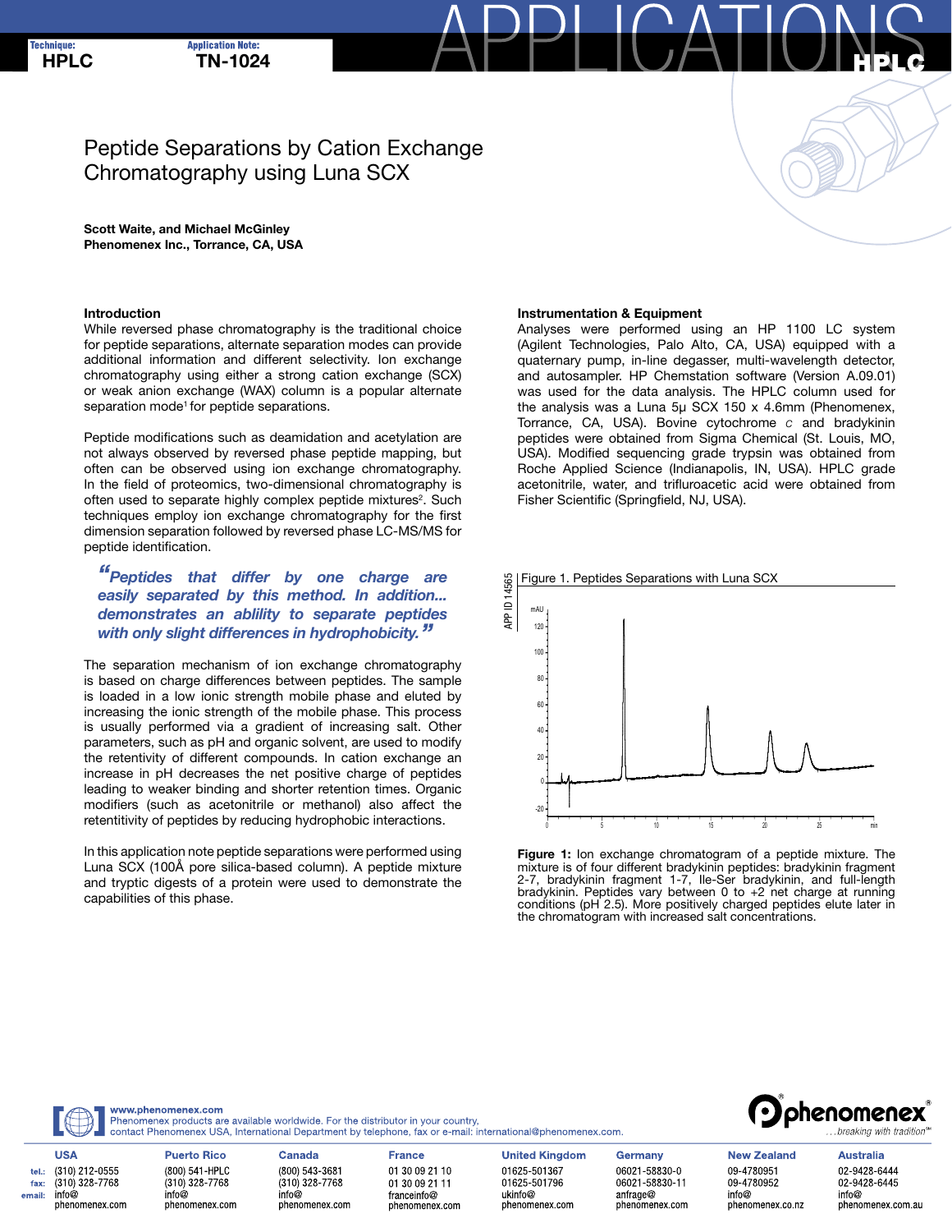Technique: **HPLC**

Application Note: **TN-1024**

# Peptide Separations by Cation Exchange Chromatography using Luna SCX

**Scott Waite, and Michael McGinley**
**Phenomenex Inc., Torrance, CA, USA**

### Introduction

While reversed phase chromatography is the traditional choice for peptide separations, alternate separation modes can provide additional information and different selectivity. Ion exchange chromatography using either a strong cation exchange (SCX) or weak anion exchange (WAX) column is a popular alternate separation mode[1] for peptide separations.

Peptide modifications such as deamidation and acetylation are not always observed by reversed phase peptide mapping, but often can be observed using ion exchange chromatography. In the field of proteomics, two-dimensional chromatography is often used to separate highly complex peptide mixtures[2]. Such techniques employ ion exchange chromatography for the first dimension separation followed by reversed phase LC-MS/MS for peptide identification.

> *"Peptides that differ by one charge are easily separated by this method. In addition... demonstrates an ablility to separate peptides with only slight differences in hydrophobicity."*

The separation mechanism of ion exchange chromatography is based on charge differences between peptides. The sample is loaded in a low ionic strength mobile phase and eluted by increasing the ionic strength of the mobile phase. This process is usually performed via a gradient of increasing salt. Other parameters, such as pH and organic solvent, are used to modify the retentivity of different compounds. In cation exchange an increase in pH decreases the net positive charge of peptides leading to weaker binding and shorter retention times. Organic modifiers (such as acetonitrile or methanol) also affect the retentitivity of peptides by reducing hydrophobic interactions.

In this application note peptide separations were performed using Luna SCX (100Å pore silica-based column). A peptide mixture and tryptic digests of a protein were used to demonstrate the capabilities of this phase.

### Instrumentation & Equipment

Analyses were performed using an HP 1100 LC system (Agilent Technologies, Palo Alto, CA, USA) equipped with a quaternary pump, in-line degasser, multi-wavelength detector, and autosampler. HP Chemstation software (Version A.09.01) was used for the data analysis. The HPLC column used for the analysis was a Luna 5µ SCX 150 x 4.6mm (Phenomenex, Torrance, CA, USA). Bovine cytochrome *c* and bradykinin peptides were obtained from Sigma Chemical (St. Louis, MO, USA). Modified sequencing grade trypsin was obtained from Roche Applied Science (Indianapolis, IN, USA). HPLC grade acetonitrile, water, and trifluroacetic acid were obtained from Fisher Scientific (Springfield, NJ, USA).

Figure 1. Peptides Separations with Luna SCX

APP ID 14565

mAU
120
100
80
60
40
20
0
-20
0 5 10 15 20 25 min

**Figure 1:** Ion exchange chromatogram of a peptide mixture. The mixture is of four different bradykinin peptides: bradykinin fragment 2-7, bradykinin fragment 1-7, Ile-Ser bradykinin, and full-length bradykinin. Peptides vary between 0 to +2 net charge at running conditions (pH 2.5). More positively charged peptides elute later in the chromatogram with increased salt concentrations.

www.phenomenex.com
Phenomenex products are available worldwide. For the distributor in your country, contact Phenomenex USA, International Department by telephone, fax or e-mail: international@phenomenex.com.

| | USA | Puerto Rico | Canada | France | United Kingdom | Germany | New Zealand | Australia |
|---|---|---|---|---|---|---|---|---|
| tel.: | (310) 212-0555 | (800) 541-HPLC | (800) 543-3681 | 01 30 09 21 10 | 01625-501367 | 06021-58830-0 | 09-4780951 | 02-9428-6444 |
| fax: | (310) 328-7768 | (310) 328-7768 | (310) 328-7768 | 01 30 09 21 11 | 01625-501796 | 06021-58830-11 | 09-4780952 | 02-9428-6445 |
| email: | info@phenomenex.com | info@phenomenex.com | info@phenomenex.com | franceinfo@phenomenex.com | ukinfo@phenomenex.com | anfrage@phenomenex.com | info@phenomenex.co.nz | info@phenomenex.com.au |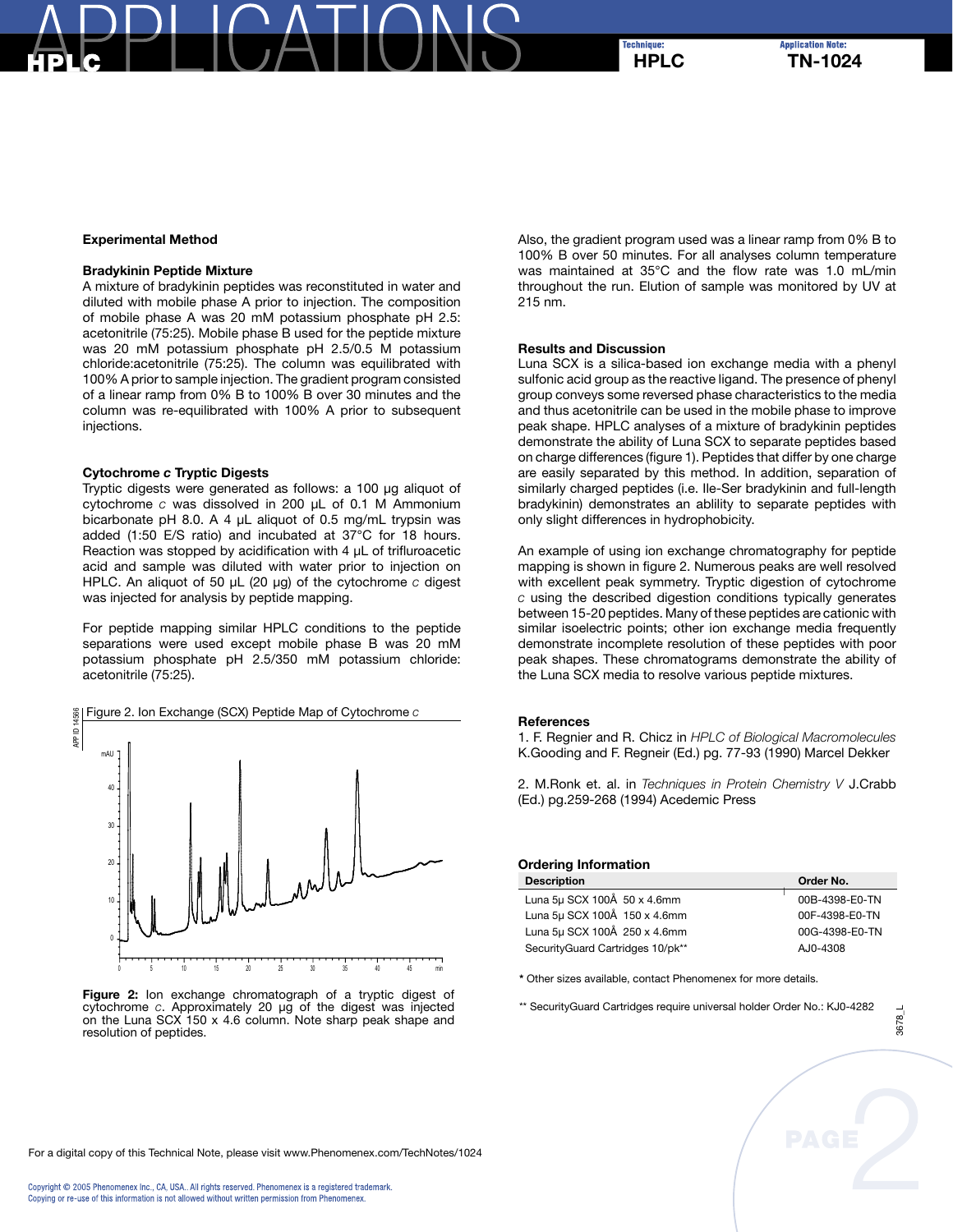## Experimental Method

### Bradykinin Peptide Mixture

A mixture of bradykinin peptides was reconstituted in water and diluted with mobile phase A prior to injection. The composition of mobile phase A was 20 mM potassium phosphate pH 2.5: acetonitrile (75:25). Mobile phase B used for the peptide mixture was 20 mM potassium phosphate pH 2.5/0.5 M potassium chloride:acetonitrile (75:25). The column was equilibrated with 100% A prior to sample injection. The gradient program consisted of a linear ramp from 0% B to 100% B over 30 minutes and the column was re-equilibrated with 100% A prior to subsequent injections.

### Cytochrome *c* Tryptic Digests

Tryptic digests were generated as follows: a 100 µg aliquot of cytochrome *c* was dissolved in 200 µL of 0.1 M Ammonium bicarbonate pH 8.0. A 4 µL aliquot of 0.5 mg/mL trypsin was added (1:50 E/S ratio) and incubated at 37°C for 18 hours. Reaction was stopped by acidification with 4 µL of trifluroacetic acid and sample was diluted with water prior to injection on HPLC. An aliquot of 50 µL (20 µg) of the cytochrome *c* digest was injected for analysis by peptide mapping.

For peptide mapping similar HPLC conditions to the peptide separations were used except mobile phase B was 20 mM potassium phosphate pH 2.5/350 mM potassium chloride: acetonitrile (75:25).

Figure 2. Ion Exchange (SCX) Peptide Map of Cytochrome *c*

APP ID 14566

mAU
40
30
20
10
0
0 5 10 15 20 25 30 35 40 45 min

**Figure 2:** Ion exchange chromatograph of a tryptic digest of cytochrome *c*. Approximately 20 µg of the digest was injected on the Luna SCX 150 x 4.6 column. Note sharp peak shape and resolution of peptides.

Also, the gradient program used was a linear ramp from 0% B to 100% B over 50 minutes. For all analyses column temperature was maintained at 35°C and the flow rate was 1.0 mL/min throughout the run. Elution of sample was monitored by UV at 215 nm.

## Results and Discussion

Luna SCX is a silica-based ion exchange media with a phenyl sulfonic acid group as the reactive ligand. The presence of phenyl group conveys some reversed phase characteristics to the media and thus acetonitrile can be used in the mobile phase to improve peak shape. HPLC analyses of a mixture of bradykinin peptides demonstrate the ability of Luna SCX to separate peptides based on charge differences (figure 1). Peptides that differ by one charge are easily separated by this method. In addition, separation of similarly charged peptides (i.e. Ile-Ser bradykinin and full-length bradykinin) demonstrates an ablility to separate peptides with only slight differences in hydrophobicity.

An example of using ion exchange chromatography for peptide mapping is shown in figure 2. Numerous peaks are well resolved with excellent peak symmetry. Tryptic digestion of cytochrome *c* using the described digestion conditions typically generates between 15-20 peptides. Many of these peptides are cationic with similar isoelectric points; other ion exchange media frequently demonstrate incomplete resolution of these peptides with poor peak shapes. These chromatograms demonstrate the ability of the Luna SCX media to resolve various peptide mixtures.

## References

1. F. Regnier and R. Chicz in *HPLC of Biological Macromolecules* K.Gooding and F. Regneir (Ed.) pg. 77-93 (1990) Marcel Dekker

2. M.Ronk et. al. in *Techniques in Protein Chemistry V* J.Crabb (Ed.) pg.259-268 (1994) Acedemic Press

## Ordering Information

| Description | Order No. |
|---|---|
| Luna 5µ SCX 100Å 50 x 4.6mm | 00B-4398-E0-TN |
| Luna 5µ SCX 100Å 150 x 4.6mm | 00F-4398-E0-TN |
| Luna 5µ SCX 100Å 250 x 4.6mm | 00G-4398-E0-TN |
| SecurityGuard Cartridges 10/pk** | AJ0-4308 |

\* Other sizes available, contact Phenomenex for more details.

** SecurityGuard Cartridges require universal holder Order No.: KJ0-4282

For a digital copy of this Technical Note, please visit www.Phenomenex.com/TechNotes/1024

Copyright © 2005 Phenomenex Inc., CA, USA.. All rights reserved. Phenomenex is a registered trademark.
Copying or re-use of this information is not allowed without written permission from Phenomenex.